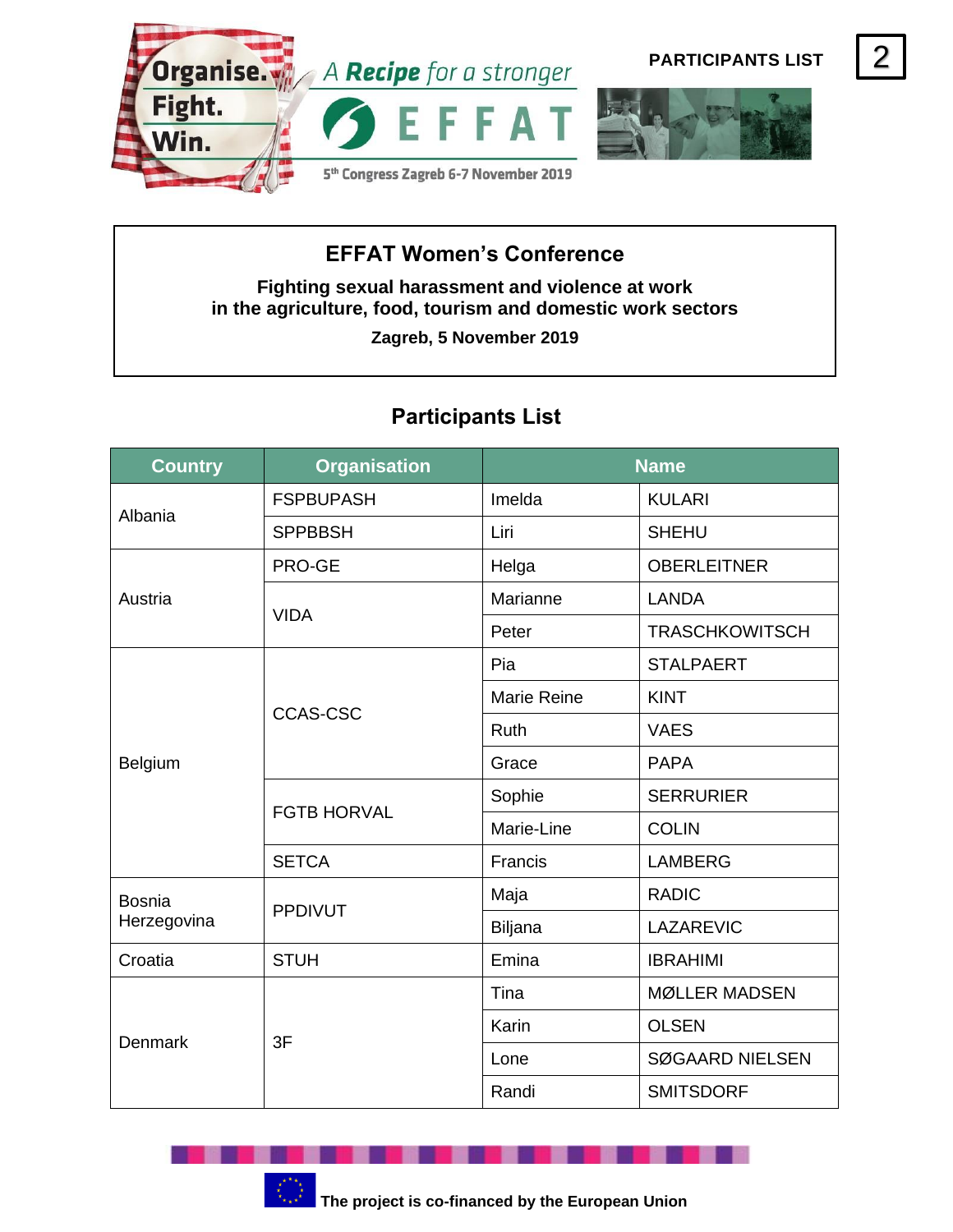# EFFAT Women's Conference

**Fighting sexual harassment and violence at work in the agriculture, food, tourism and domestic work sectors**

**Zagreb, 5 November 2019**

## Participants List

| Country | Organisation | Name | |
|---|---|---|---|
| Albania | FSPBUPASH | Imelda | KULARI |
| | SPPBBSH | Liri | SHEHU |
| Austria | PRO-GE | Helga | OBERLEITNER |
| | VIDA | Marianne | LANDA |
| | | Peter | TRASCHKOWITSCH |
| Belgium | CCAS-CSC | Pia | STALPAERT |
| | | Marie Reine | KINT |
| | | Ruth | VAES |
| | | Grace | PAPA |
| | FGTB HORVAL | Sophie | SERRURIER |
| | | Marie-Line | COLIN |
| | SETCA | Francis | LAMBERG |
| Bosnia Herzegovina | PPDIVUT | Maja | RADIC |
| | | Biljana | LAZAREVIC |
| Croatia | STUH | Emina | IBRAHIMI |
| Denmark | 3F | Tina | MØLLER MADSEN |
| | | Karin | OLSEN |
| | | Lone | SØGAARD NIELSEN |
| | | Randi | SMITSDORF |

**The project is co-financed by the European Union**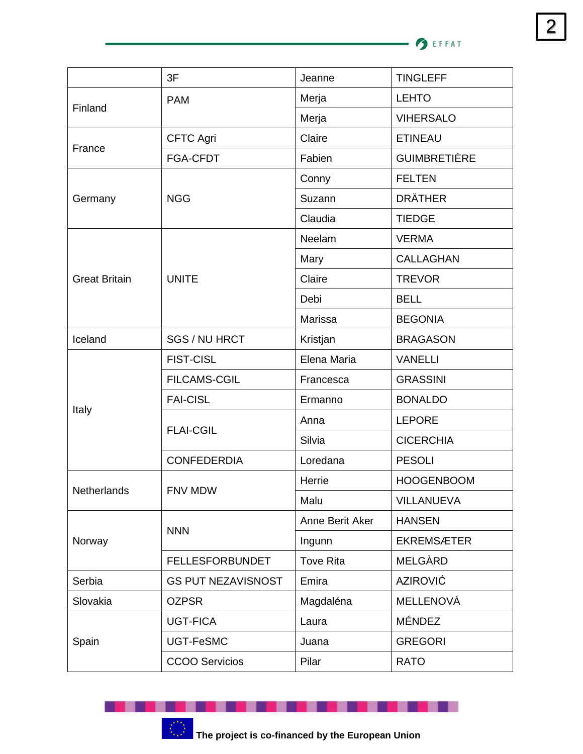| | | | |
|---|---|---|---|
| | 3F | Jeanne | TINGLEFF |
| Finland | PAM | Merja | LEHTO |
| | | Merja | VIHERSALO |
| France | CFTC Agri | Claire | ETINEAU |
| | FGA-CFDT | Fabien | GUIMBRETIÈRE |
| Germany | NGG | Conny | FELTEN |
| | | Suzann | DRÄTHER |
| | | Claudia | TIEDGE |
| Great Britain | UNITE | Neelam | VERMA |
| | | Mary | CALLAGHAN |
| | | Claire | TREVOR |
| | | Debi | BELL |
| | | Marissa | BEGONIA |
| Iceland | SGS / NU HRCT | Kristjan | BRAGASON |
| Italy | FIST-CISL | Elena Maria | VANELLI |
| | FILCAMS-CGIL | Francesca | GRASSINI |
| | FAI-CISL | Ermanno | BONALDO |
| | FLAI-CGIL | Anna | LEPORE |
| | | Silvia | CICERCHIA |
| | CONFEDERDIA | Loredana | PESOLI |
| Netherlands | FNV MDW | Herrie | HOOGENBOOM |
| | | Malu | VILLANUEVA |
| Norway | NNN | Anne Berit Aker | HANSEN |
| | | Ingunn | EKREMSÆTER |
| | FELLESFORBUNDET | Tove Rita | MELGÀRD |
| Serbia | GS PUT NEZAVISNOST | Emira | AZIROVIĆ |
| Slovakia | OZPSR | Magdaléna | MELLENOVÁ |
| Spain | UGT-FICA | Laura | MÉNDEZ |
| | UGT-FeSMC | Juana | GREGORI |
| | CCOO Servicios | Pilar | RATO |

**The project is co-financed by the European Union**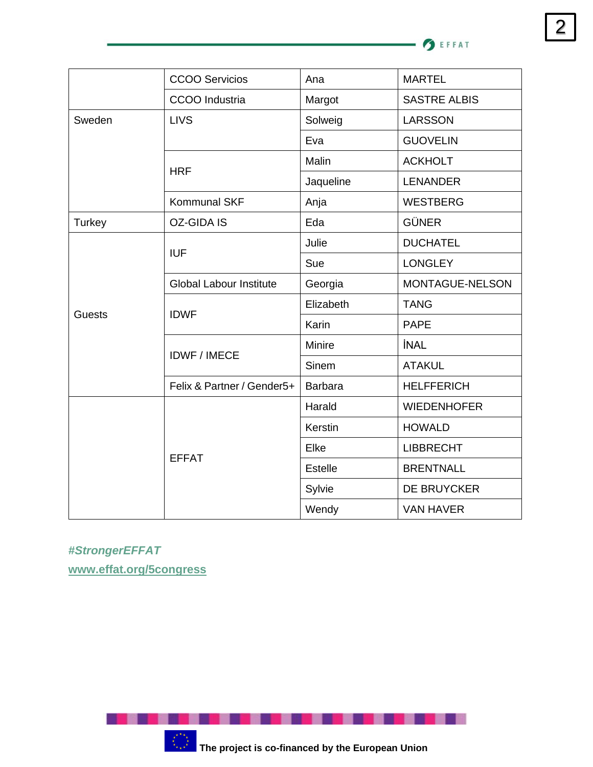| | | | |
|---|---|---|---|
| | CCOO Servicios | Ana | MARTEL |
| | CCOO Industria | Margot | SASTRE ALBIS |
| Sweden | LIVS | Solweig | LARSSON |
| | | Eva | GUOVELIN |
| | HRF | Malin | ACKHOLT |
| | | Jaqueline | LENANDER |
| | Kommunal SKF | Anja | WESTBERG |
| Turkey | OZ-GIDA IS | Eda | GÜNER |
| Guests | IUF | Julie | DUCHATEL |
| | | Sue | LONGLEY |
| | Global Labour Institute | Georgia | MONTAGUE-NELSON |
| | IDWF | Elizabeth | TANG |
| | | Karin | PAPE |
| | IDWF / IMECE | Minire | İNAL |
| | | Sinem | ATAKUL |
| | Felix & Partner / Gender5+ | Barbara | HELFFERICH |
| | EFFAT | Harald | WIEDENHOFER |
| | | Kerstin | HOWALD |
| | | Elke | LIBBRECHT |
| | | Estelle | BRENTNALL |
| | | Sylvie | DE BRUYCKER |
| | | Wendy | VAN HAVER |

***#StrongerEFFAT***

**www.effat.org/5congress**

**The project is co-financed by the European Union**